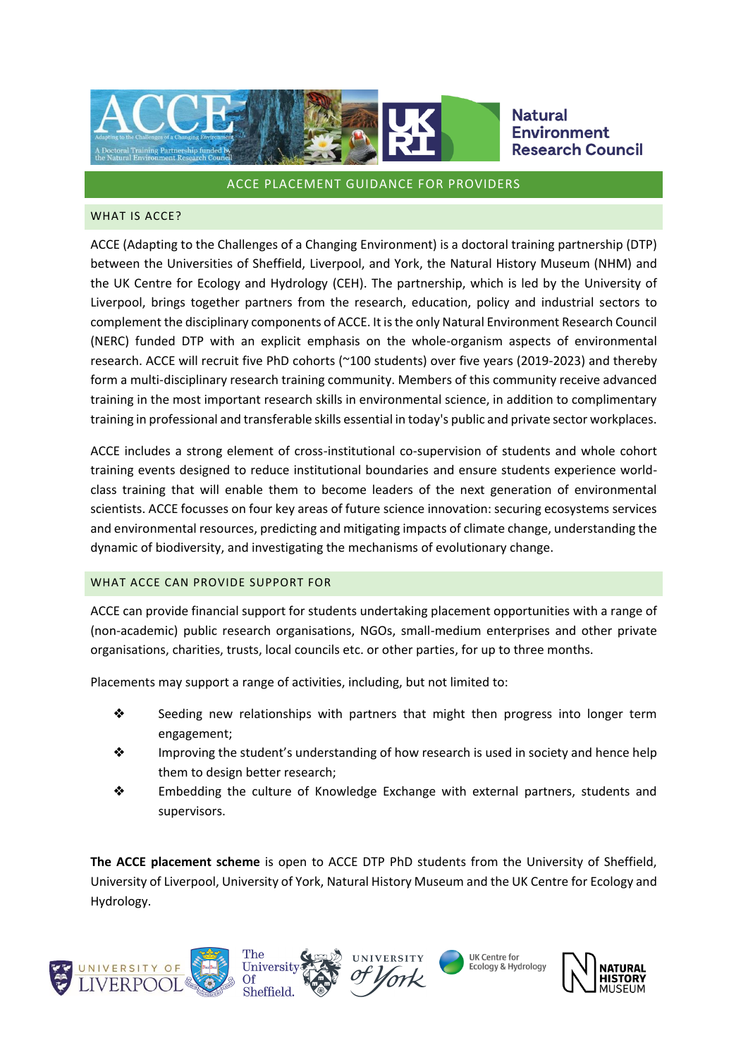# ACCE PLACEMENT GUIDANCE FOR PROVIDERS

## WHAT IS ACCE?

ACCE (Adapting to the Challenges of a Changing Environment) is a doctoral training partnership (DTP) between the Universities of Sheffield, Liverpool, and York, the Natural History Museum (NHM) and the UK Centre for Ecology and Hydrology (CEH). The partnership, which is led by the University of Liverpool, brings together partners from the research, education, policy and industrial sectors to complement the disciplinary components of ACCE. It is the only Natural Environment Research Council (NERC) funded DTP with an explicit emphasis on the whole-organism aspects of environmental research. ACCE will recruit five PhD cohorts (~100 students) over five years (2019-2023) and thereby form a multi-disciplinary research training community. Members of this community receive advanced training in the most important research skills in environmental science, in addition to complimentary training in professional and transferable skills essential in today's public and private sector workplaces.

ACCE includes a strong element of cross-institutional co-supervision of students and whole cohort training events designed to reduce institutional boundaries and ensure students experience world-class training that will enable them to become leaders of the next generation of environmental scientists. ACCE focusses on four key areas of future science innovation: securing ecosystems services and environmental resources, predicting and mitigating impacts of climate change, understanding the dynamic of biodiversity, and investigating the mechanisms of evolutionary change.

## WHAT ACCE CAN PROVIDE SUPPORT FOR

ACCE can provide financial support for students undertaking placement opportunities with a range of (non-academic) public research organisations, NGOs, small-medium enterprises and other private organisations, charities, trusts, local councils etc. or other parties, for up to three months.

Placements may support a range of activities, including, but not limited to:

- Seeding new relationships with partners that might then progress into longer term engagement;
- Improving the student's understanding of how research is used in society and hence help them to design better research;
- Embedding the culture of Knowledge Exchange with external partners, students and supervisors.

**The ACCE placement scheme** is open to ACCE DTP PhD students from the University of Sheffield, University of Liverpool, University of York, Natural History Museum and the UK Centre for Ecology and Hydrology.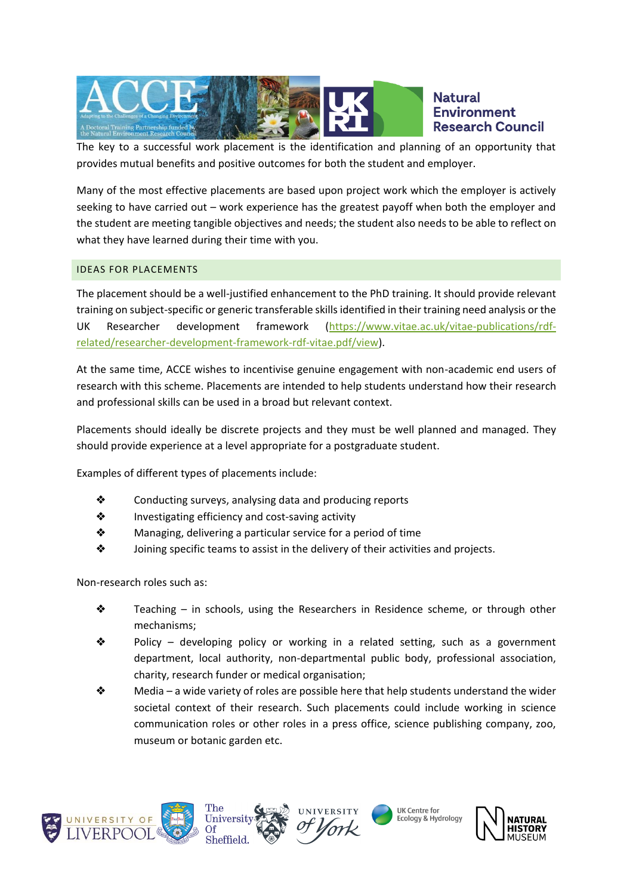The key to a successful work placement is the identification and planning of an opportunity that provides mutual benefits and positive outcomes for both the student and employer.

Many of the most effective placements are based upon project work which the employer is actively seeking to have carried out – work experience has the greatest payoff when both the employer and the student are meeting tangible objectives and needs; the student also needs to be able to reflect on what they have learned during their time with you.

## IDEAS FOR PLACEMENTS

The placement should be a well-justified enhancement to the PhD training. It should provide relevant training on subject-specific or generic transferable skills identified in their training need analysis or the UK Researcher development framework (https://www.vitae.ac.uk/vitae-publications/rdf-related/researcher-development-framework-rdf-vitae.pdf/view).

At the same time, ACCE wishes to incentivise genuine engagement with non-academic end users of research with this scheme. Placements are intended to help students understand how their research and professional skills can be used in a broad but relevant context.

Placements should ideally be discrete projects and they must be well planned and managed. They should provide experience at a level appropriate for a postgraduate student.

Examples of different types of placements include:

- Conducting surveys, analysing data and producing reports
- Investigating efficiency and cost-saving activity
- Managing, delivering a particular service for a period of time
- Joining specific teams to assist in the delivery of their activities and projects.

Non-research roles such as:

- Teaching – in schools, using the Researchers in Residence scheme, or through other mechanisms;
- Policy – developing policy or working in a related setting, such as a government department, local authority, non-departmental public body, professional association, charity, research funder or medical organisation;
- Media – a wide variety of roles are possible here that help students understand the wider societal context of their research. Such placements could include working in science communication roles or other roles in a press office, science publishing company, zoo, museum or botanic garden etc.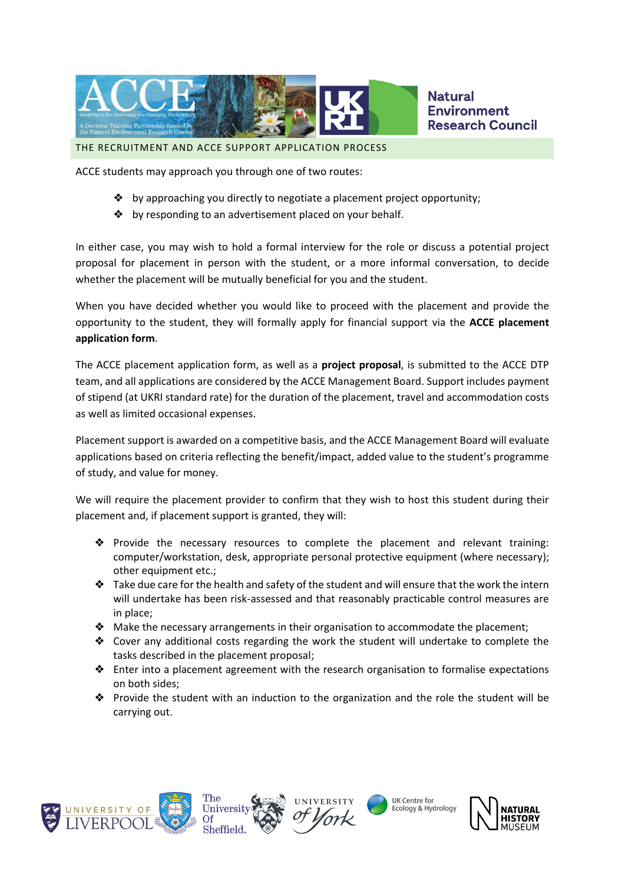## THE RECRUITMENT AND ACCE SUPPORT APPLICATION PROCESS

ACCE students may approach you through one of two routes:

- by approaching you directly to negotiate a placement project opportunity;
- by responding to an advertisement placed on your behalf.

In either case, you may wish to hold a formal interview for the role or discuss a potential project proposal for placement in person with the student, or a more informal conversation, to decide whether the placement will be mutually beneficial for you and the student.

When you have decided whether you would like to proceed with the placement and provide the opportunity to the student, they will formally apply for financial support via the **ACCE placement application form**.

The ACCE placement application form, as well as a **project proposal**, is submitted to the ACCE DTP team, and all applications are considered by the ACCE Management Board. Support includes payment of stipend (at UKRI standard rate) for the duration of the placement, travel and accommodation costs as well as limited occasional expenses.

Placement support is awarded on a competitive basis, and the ACCE Management Board will evaluate applications based on criteria reflecting the benefit/impact, added value to the student's programme of study, and value for money.

We will require the placement provider to confirm that they wish to host this student during their placement and, if placement support is granted, they will:

- Provide the necessary resources to complete the placement and relevant training: computer/workstation, desk, appropriate personal protective equipment (where necessary); other equipment etc.;
- Take due care for the health and safety of the student and will ensure that the work the intern will undertake has been risk-assessed and that reasonably practicable control measures are in place;
- Make the necessary arrangements in their organisation to accommodate the placement;
- Cover any additional costs regarding the work the student will undertake to complete the tasks described in the placement proposal;
- Enter into a placement agreement with the research organisation to formalise expectations on both sides;
- Provide the student with an induction to the organization and the role the student will be carrying out.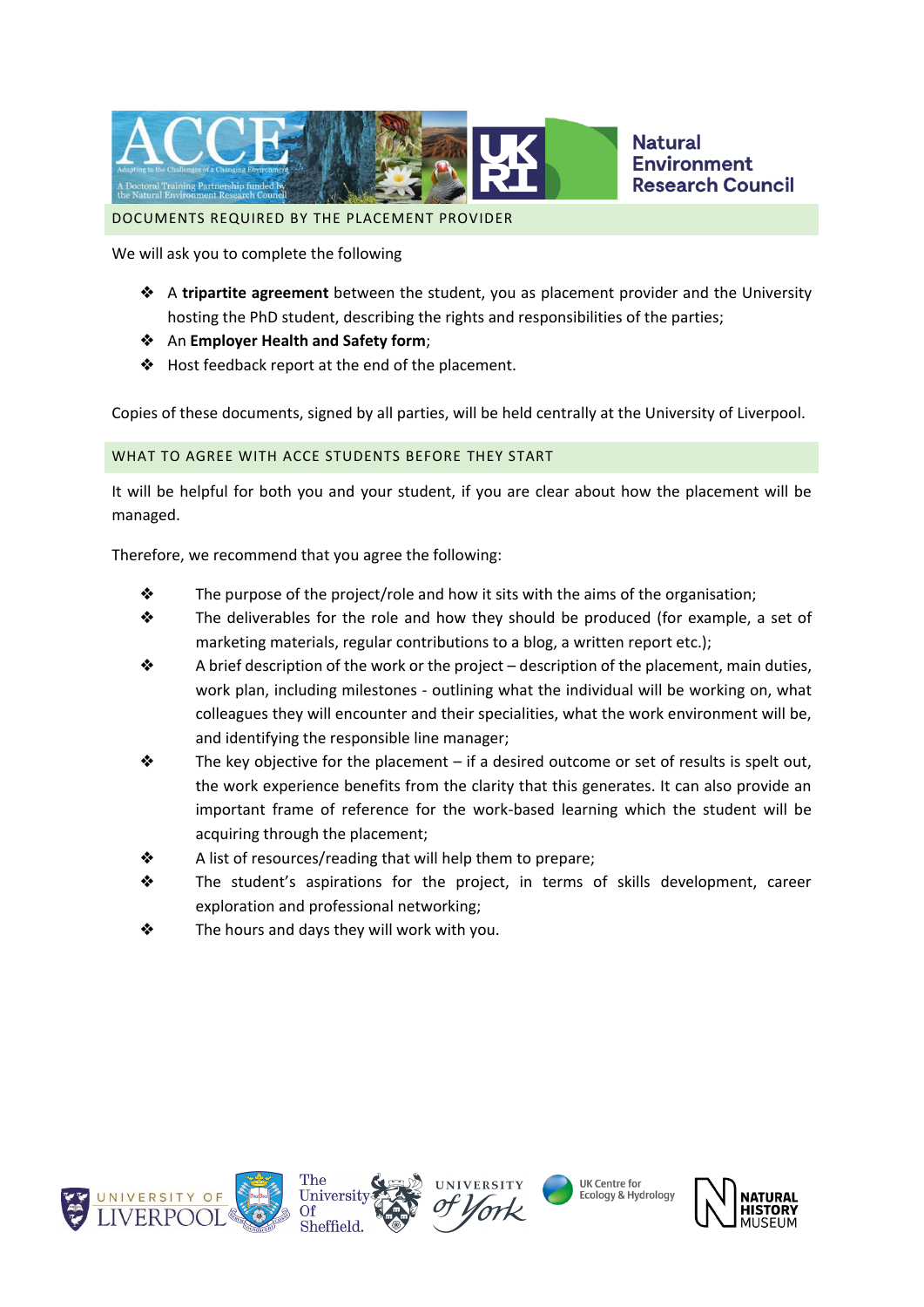## DOCUMENTS REQUIRED BY THE PLACEMENT PROVIDER

We will ask you to complete the following

- A **tripartite agreement** between the student, you as placement provider and the University hosting the PhD student, describing the rights and responsibilities of the parties;
- An **Employer Health and Safety form**;
- Host feedback report at the end of the placement.

Copies of these documents, signed by all parties, will be held centrally at the University of Liverpool.

## WHAT TO AGREE WITH ACCE STUDENTS BEFORE THEY START

It will be helpful for both you and your student, if you are clear about how the placement will be managed.

Therefore, we recommend that you agree the following:

- The purpose of the project/role and how it sits with the aims of the organisation;
- The deliverables for the role and how they should be produced (for example, a set of marketing materials, regular contributions to a blog, a written report etc.);
- A brief description of the work or the project – description of the placement, main duties, work plan, including milestones - outlining what the individual will be working on, what colleagues they will encounter and their specialities, what the work environment will be, and identifying the responsible line manager;
- The key objective for the placement – if a desired outcome or set of results is spelt out, the work experience benefits from the clarity that this generates. It can also provide an important frame of reference for the work-based learning which the student will be acquiring through the placement;
- A list of resources/reading that will help them to prepare;
- The student's aspirations for the project, in terms of skills development, career exploration and professional networking;
- The hours and days they will work with you.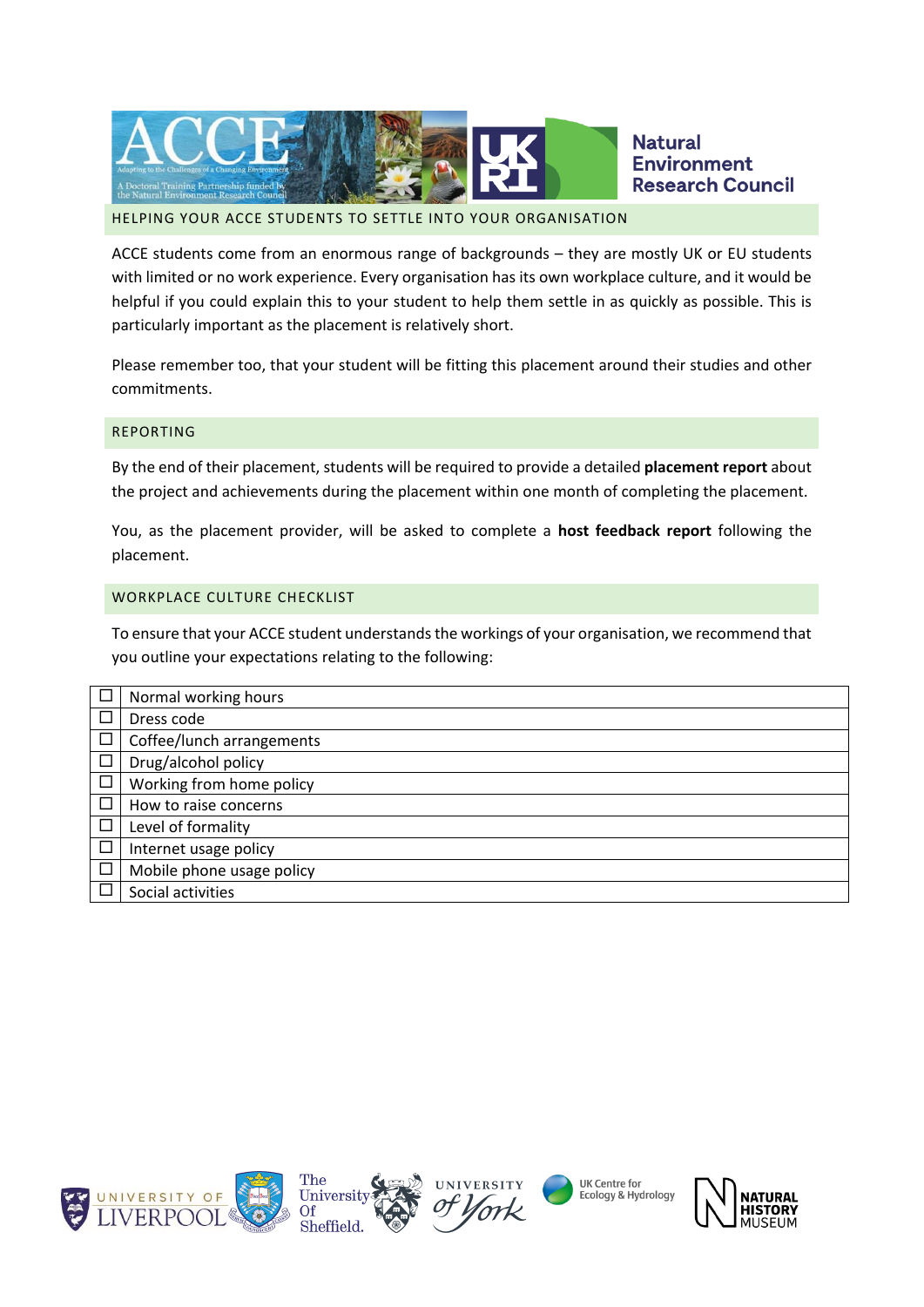## HELPING YOUR ACCE STUDENTS TO SETTLE INTO YOUR ORGANISATION

ACCE students come from an enormous range of backgrounds – they are mostly UK or EU students with limited or no work experience. Every organisation has its own workplace culture, and it would be helpful if you could explain this to your student to help them settle in as quickly as possible. This is particularly important as the placement is relatively short.

Please remember too, that your student will be fitting this placement around their studies and other commitments.

## REPORTING

By the end of their placement, students will be required to provide a detailed **placement report** about the project and achievements during the placement within one month of completing the placement.

You, as the placement provider, will be asked to complete a **host feedback report** following the placement.

## WORKPLACE CULTURE CHECKLIST

To ensure that your ACCE student understands the workings of your organisation, we recommend that you outline your expectations relating to the following:

| | |
|---|---|
| ☐ | Normal working hours |
| ☐ | Dress code |
| ☐ | Coffee/lunch arrangements |
| ☐ | Drug/alcohol policy |
| ☐ | Working from home policy |
| ☐ | How to raise concerns |
| ☐ | Level of formality |
| ☐ | Internet usage policy |
| ☐ | Mobile phone usage policy |
| ☐ | Social activities |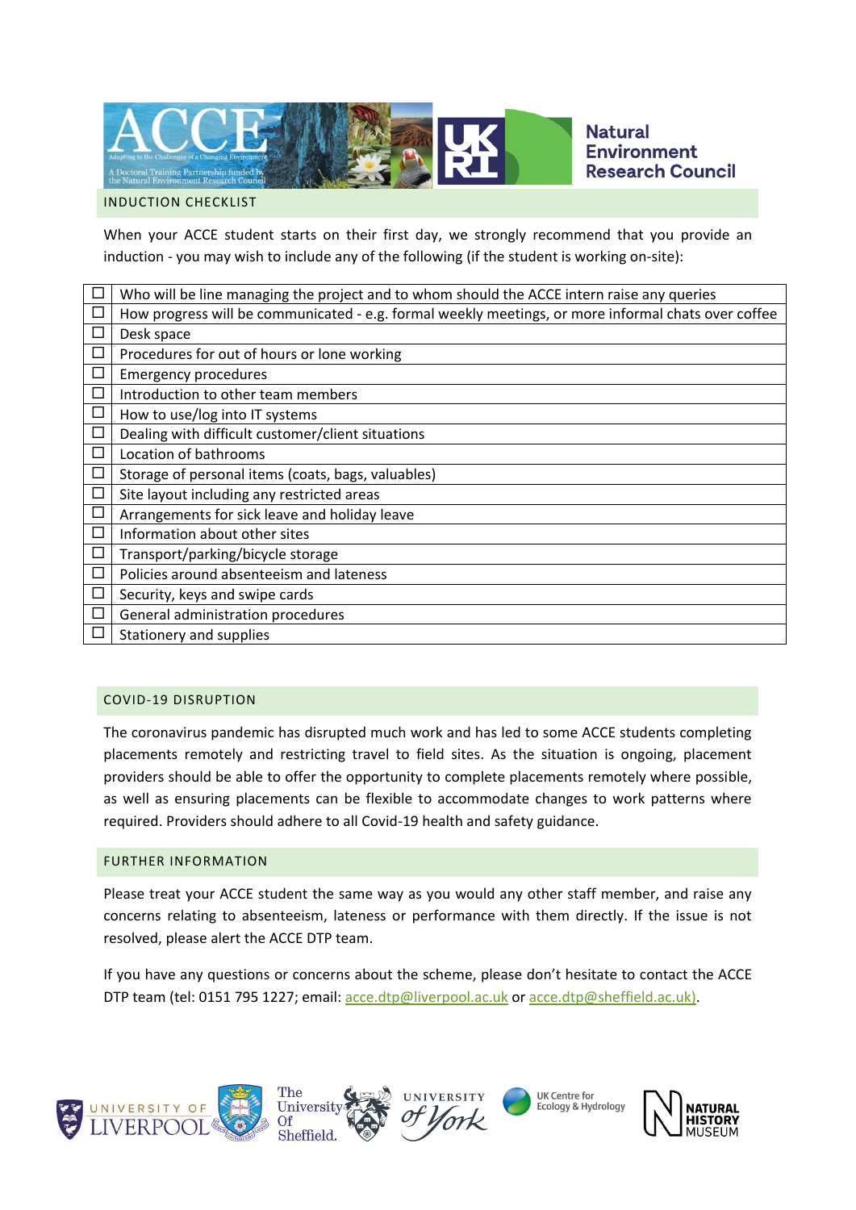## INDUCTION CHECKLIST

When your ACCE student starts on their first day, we strongly recommend that you provide an induction - you may wish to include any of the following (if the student is working on-site):

| | |
|---|---|
| ☐ | Who will be line managing the project and to whom should the ACCE intern raise any queries |
| ☐ | How progress will be communicated - e.g. formal weekly meetings, or more informal chats over coffee |
| ☐ | Desk space |
| ☐ | Procedures for out of hours or lone working |
| ☐ | Emergency procedures |
| ☐ | Introduction to other team members |
| ☐ | How to use/log into IT systems |
| ☐ | Dealing with difficult customer/client situations |
| ☐ | Location of bathrooms |
| ☐ | Storage of personal items (coats, bags, valuables) |
| ☐ | Site layout including any restricted areas |
| ☐ | Arrangements for sick leave and holiday leave |
| ☐ | Information about other sites |
| ☐ | Transport/parking/bicycle storage |
| ☐ | Policies around absenteeism and lateness |
| ☐ | Security, keys and swipe cards |
| ☐ | General administration procedures |
| ☐ | Stationery and supplies |

## COVID-19 DISRUPTION

The coronavirus pandemic has disrupted much work and has led to some ACCE students completing placements remotely and restricting travel to field sites. As the situation is ongoing, placement providers should be able to offer the opportunity to complete placements remotely where possible, as well as ensuring placements can be flexible to accommodate changes to work patterns where required. Providers should adhere to all Covid-19 health and safety guidance.

## FURTHER INFORMATION

Please treat your ACCE student the same way as you would any other staff member, and raise any concerns relating to absenteeism, lateness or performance with them directly. If the issue is not resolved, please alert the ACCE DTP team.

If you have any questions or concerns about the scheme, please don't hesitate to contact the ACCE DTP team (tel: 0151 795 1227; email: acce.dtp@liverpool.ac.uk or acce.dtp@sheffield.ac.uk).